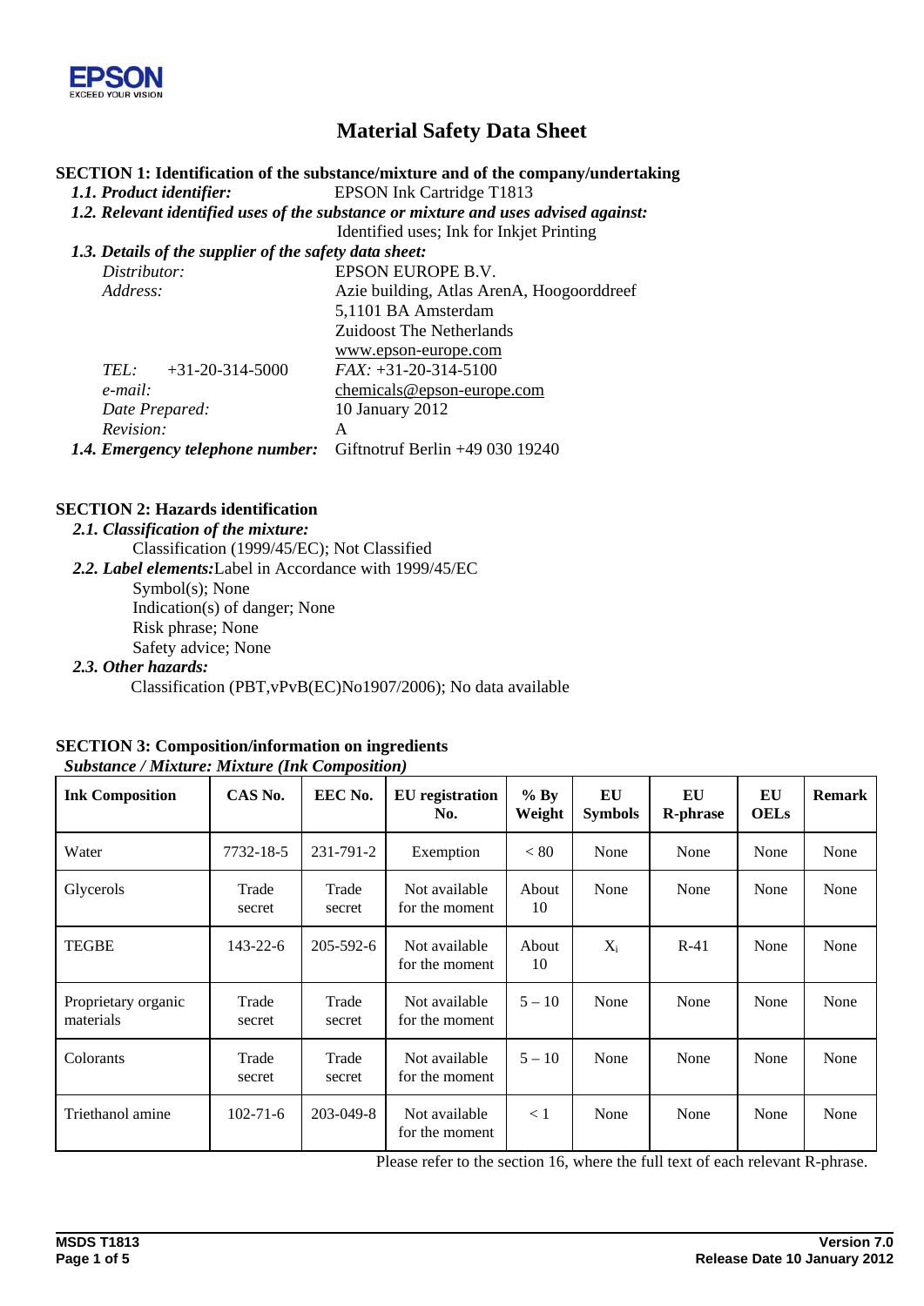EPSON
EXCEED YOUR VISION

# Material Safety Data Sheet

## SECTION 1: Identification of the substance/mixture and of the company/undertaking

***1.1. Product identifier:*** EPSON Ink Cartridge T1813

***1.2. Relevant identified uses of the substance or mixture and uses advised against:***
Identified uses; Ink for Inkjet Printing

***1.3. Details of the supplier of the safety data sheet:***

*Distributor:* EPSON EUROPE B.V.
*Address:* Azie building, Atlas ArenA, Hoogoorddreef
5,1101 BA Amsterdam
Zuidoost The Netherlands
www.epson-europe.com
*TEL:* +31-20-314-5000 *FAX:* +31-20-314-5100
*e-mail:* chemicals@epson-europe.com
*Date Prepared:* 10 January 2012
*Revision:* A

***1.4. Emergency telephone number:*** Giftnotruf Berlin +49 030 19240

## SECTION 2: Hazards identification

***2.1. Classification of the mixture:***
Classification (1999/45/EC); Not Classified

***2.2. Label elements:*** Label in Accordance with 1999/45/EC
Symbol(s); None
Indication(s) of danger; None
Risk phrase; None
Safety advice; None

***2.3. Other hazards:***
Classification (PBT,vPvB(EC)No1907/2006); No data available

## SECTION 3: Composition/information on ingredients

***Substance / Mixture: Mixture (Ink Composition)***

| Ink Composition | CAS No. | EEC No. | EU registration No. | % By Weight | EU Symbols | EU R-phrase | EU OELs | Remark |
|---|---|---|---|---|---|---|---|---|
| Water | 7732-18-5 | 231-791-2 | Exemption | < 80 | None | None | None | None |
| Glycerols | Trade secret | Trade secret | Not available for the moment | About 10 | None | None | None | None |
| TEGBE | 143-22-6 | 205-592-6 | Not available for the moment | About 10 | $X_i$ | R-41 | None | None |
| Proprietary organic materials | Trade secret | Trade secret | Not available for the moment | 5 – 10 | None | None | None | None |
| Colorants | Trade secret | Trade secret | Not available for the moment | 5 – 10 | None | None | None | None |
| Triethanol amine | 102-71-6 | 203-049-8 | Not available for the moment | < 1 | None | None | None | None |

Please refer to the section 16, where the full text of each relevant R-phrase.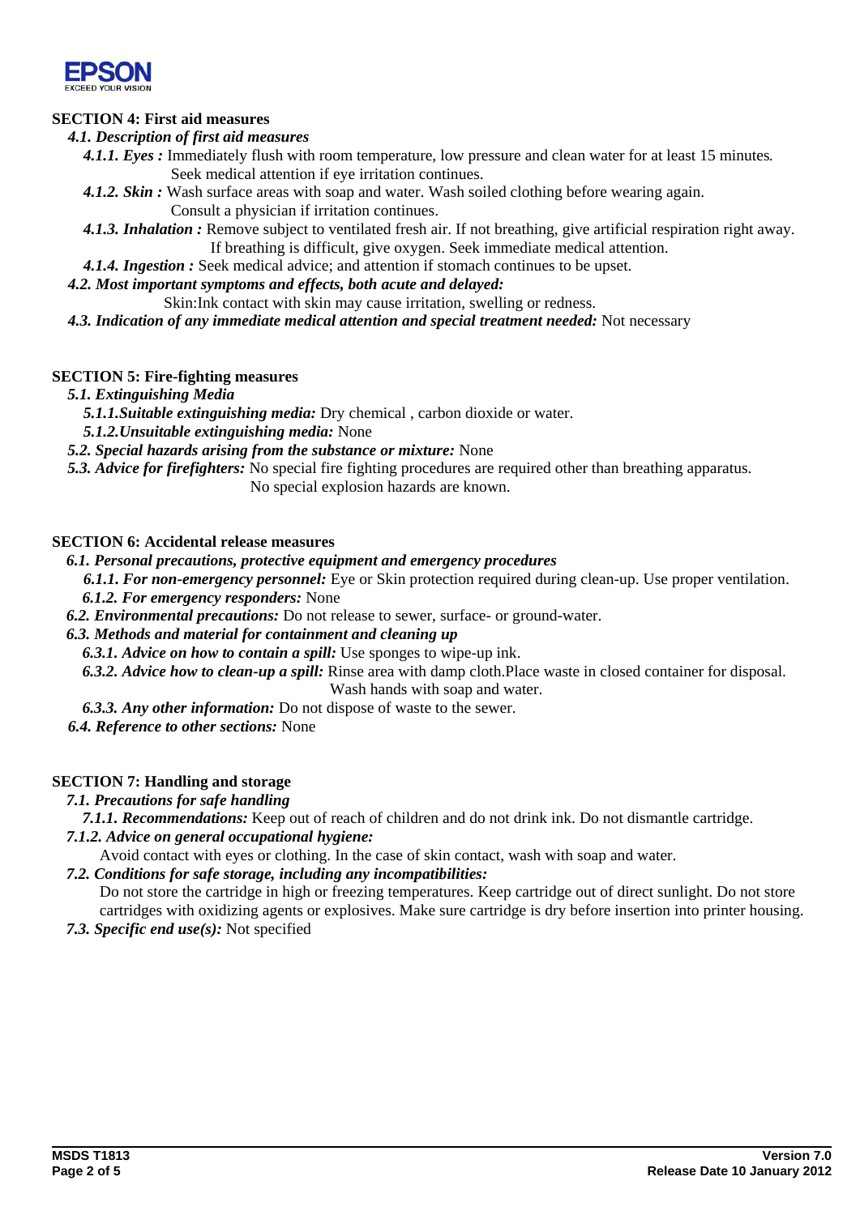## SECTION 4: First aid measures

### *4.1. Description of first aid measures*

***4.1.1. Eyes :*** Immediately flush with room temperature, low pressure and clean water for at least 15 minutes. Seek medical attention if eye irritation continues.

***4.1.2. Skin :*** Wash surface areas with soap and water. Wash soiled clothing before wearing again. Consult a physician if irritation continues.

***4.1.3. Inhalation :*** Remove subject to ventilated fresh air. If not breathing, give artificial respiration right away. If breathing is difficult, give oxygen. Seek immediate medical attention.

***4.1.4. Ingestion :*** Seek medical advice; and attention if stomach continues to be upset.

### *4.2. Most important symptoms and effects, both acute and delayed:*

Skin:Ink contact with skin may cause irritation, swelling or redness.

***4.3. Indication of any immediate medical attention and special treatment needed:*** Not necessary

## SECTION 5: Fire-fighting measures

### *5.1. Extinguishing Media*

***5.1.1.Suitable extinguishing media:*** Dry chemical , carbon dioxide or water.

***5.1.2.Unsuitable extinguishing media:*** None

***5.2. Special hazards arising from the substance or mixture:*** None

***5.3. Advice for firefighters:*** No special fire fighting procedures are required other than breathing apparatus. No special explosion hazards are known.

## SECTION 6: Accidental release measures

### *6.1. Personal precautions, protective equipment and emergency procedures*

***6.1.1. For non-emergency personnel:*** Eye or Skin protection required during clean-up. Use proper ventilation.

***6.1.2. For emergency responders:*** None

***6.2. Environmental precautions:*** Do not release to sewer, surface- or ground-water.

### *6.3. Methods and material for containment and cleaning up*

***6.3.1. Advice on how to contain a spill:*** Use sponges to wipe-up ink.

***6.3.2. Advice how to clean-up a spill:*** Rinse area with damp cloth.Place waste in closed container for disposal. Wash hands with soap and water.

***6.3.3. Any other information:*** Do not dispose of waste to the sewer.

***6.4. Reference to other sections:*** None

## SECTION 7: Handling and storage

### *7.1. Precautions for safe handling*

***7.1.1. Recommendations:*** Keep out of reach of children and do not drink ink. Do not dismantle cartridge.

***7.1.2. Advice on general occupational hygiene:***

Avoid contact with eyes or clothing. In the case of skin contact, wash with soap and water.

***7.2. Conditions for safe storage, including any incompatibilities:***

Do not store the cartridge in high or freezing temperatures. Keep cartridge out of direct sunlight. Do not store cartridges with oxidizing agents or explosives. Make sure cartridge is dry before insertion into printer housing.

***7.3. Specific end use(s):*** Not specified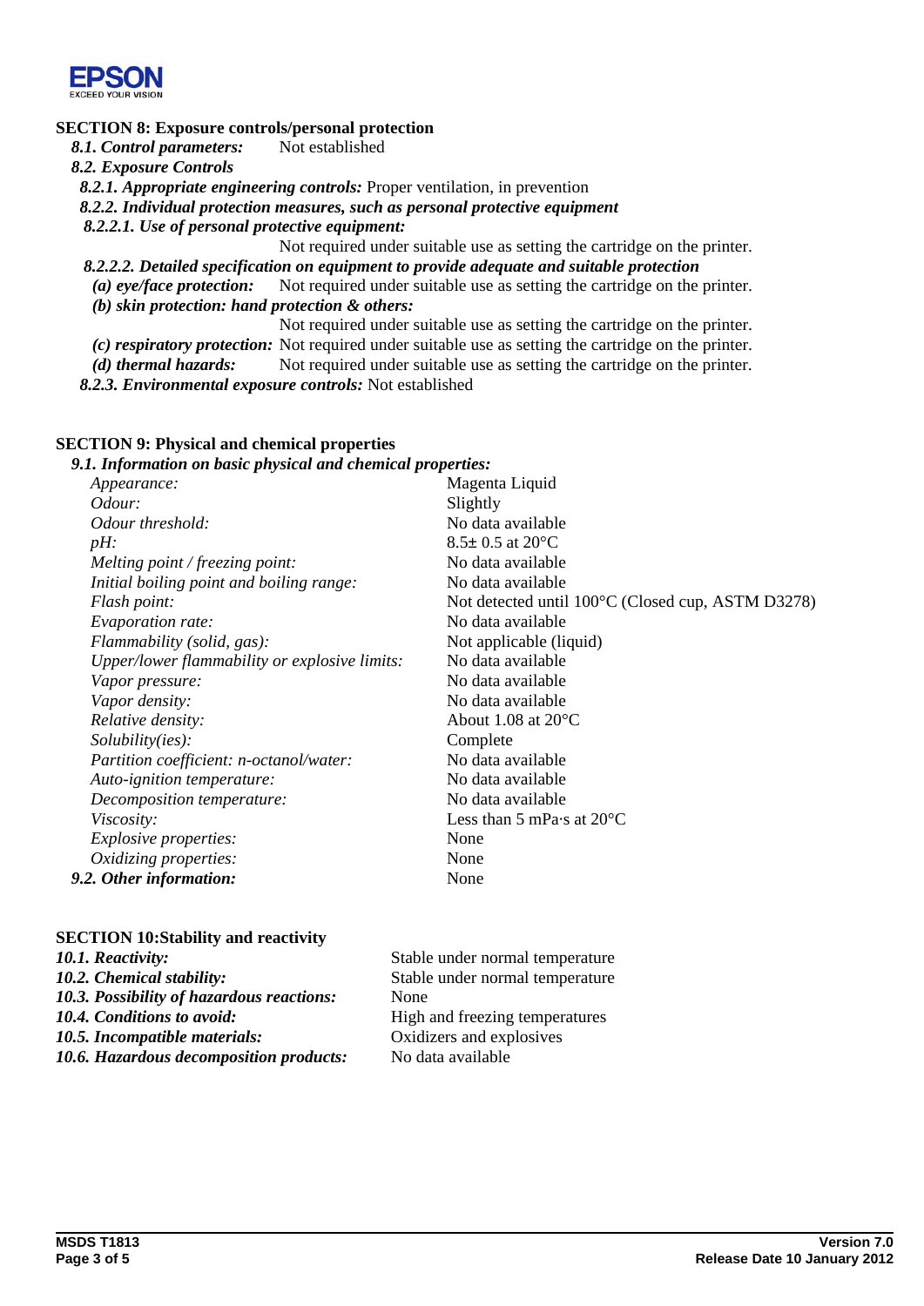## SECTION 8: Exposure controls/personal protection

***8.1. Control parameters:*** Not established

***8.2. Exposure Controls***

***8.2.1. Appropriate engineering controls:*** Proper ventilation, in prevention

***8.2.2. Individual protection measures, such as personal protective equipment***

***8.2.2.1. Use of personal protective equipment:***

Not required under suitable use as setting the cartridge on the printer.

***8.2.2.2. Detailed specification on equipment to provide adequate and suitable protection***

***(a) eye/face protection:*** Not required under suitable use as setting the cartridge on the printer.

***(b) skin protection: hand protection & others:***

Not required under suitable use as setting the cartridge on the printer.

***(c) respiratory protection:*** Not required under suitable use as setting the cartridge on the printer.

***(d) thermal hazards:*** Not required under suitable use as setting the cartridge on the printer.

***8.2.3. Environmental exposure controls:*** Not established

## SECTION 9: Physical and chemical properties

***9.1. Information on basic physical and chemical properties:***

| | |
|---|---|
| *Appearance:* | Magenta Liquid |
| *Odour:* | Slightly |
| *Odour threshold:* | No data available |
| *pH:* | 8.5± 0.5 at 20°C |
| *Melting point / freezing point:* | No data available |
| *Initial boiling point and boiling range:* | No data available |
| *Flash point:* | Not detected until 100°C (Closed cup, ASTM D3278) |
| *Evaporation rate:* | No data available |
| *Flammability (solid, gas):* | Not applicable (liquid) |
| *Upper/lower flammability or explosive limits:* | No data available |
| *Vapor pressure:* | No data available |
| *Vapor density:* | No data available |
| *Relative density:* | About 1.08 at 20°C |
| *Solubility(ies):* | Complete |
| *Partition coefficient: n-octanol/water:* | No data available |
| *Auto-ignition temperature:* | No data available |
| *Decomposition temperature:* | No data available |
| *Viscosity:* | Less than 5 mPa·s at 20°C |
| *Explosive properties:* | None |
| *Oxidizing properties:* | None |
| ***9.2. Other information:*** | None |

## SECTION 10:Stability and reactivity

| | |
|---|---|
| ***10.1. Reactivity:*** | Stable under normal temperature |
| ***10.2. Chemical stability:*** | Stable under normal temperature |
| ***10.3. Possibility of hazardous reactions:*** | None |
| ***10.4. Conditions to avoid:*** | High and freezing temperatures |
| ***10.5. Incompatible materials:*** | Oxidizers and explosives |
| ***10.6. Hazardous decomposition products:*** | No data available |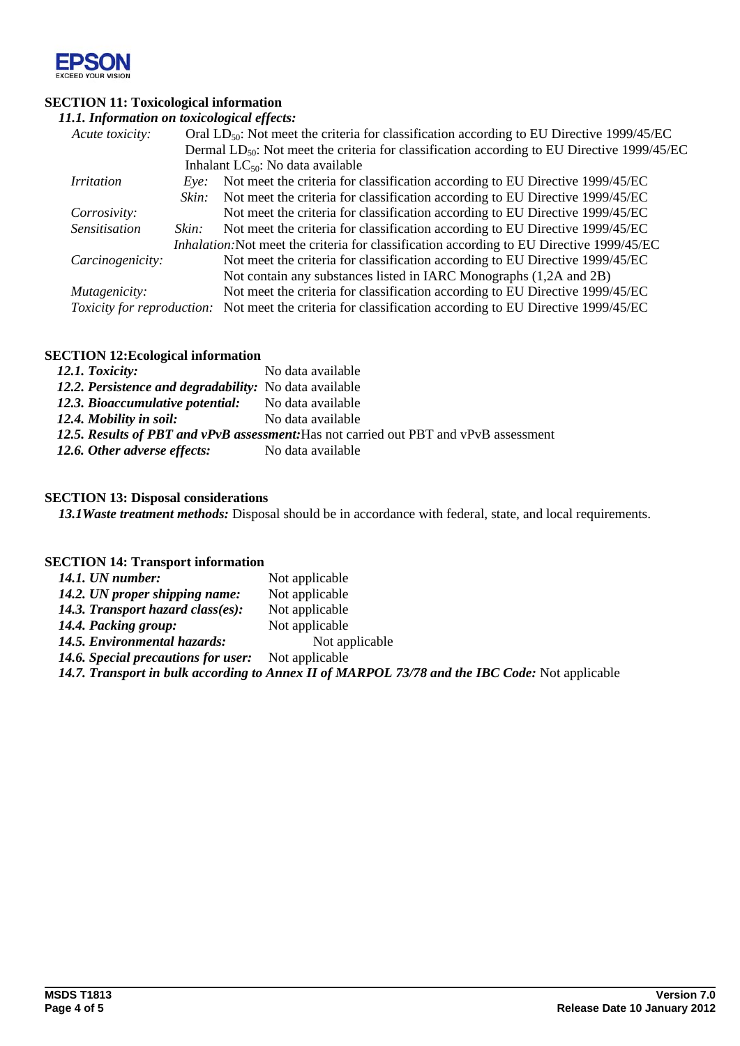## SECTION 11: Toxicological information

### *11.1. Information on toxicological effects:*

| | | |
|---|---|---|
| *Acute toxicity:* | | Oral $LD_{50}$: Not meet the criteria for classification according to EU Directive 1999/45/EC |
| | | Dermal $LD_{50}$: Not meet the criteria for classification according to EU Directive 1999/45/EC |
| | | Inhalant $LC_{50}$: No data available |
| *Irritation* | *Eye:* | Not meet the criteria for classification according to EU Directive 1999/45/EC |
| | *Skin:* | Not meet the criteria for classification according to EU Directive 1999/45/EC |
| *Corrosivity:* | | Not meet the criteria for classification according to EU Directive 1999/45/EC |
| *Sensitisation* | *Skin:* | Not meet the criteria for classification according to EU Directive 1999/45/EC |
| | *Inhalation:* | Not meet the criteria for classification according to EU Directive 1999/45/EC |
| *Carcinogenicity:* | | Not meet the criteria for classification according to EU Directive 1999/45/EC |
| | | Not contain any substances listed in IARC Monographs (1,2A and 2B) |
| *Mutagenicity:* | | Not meet the criteria for classification according to EU Directive 1999/45/EC |
| *Toxicity for reproduction:* | | Not meet the criteria for classification according to EU Directive 1999/45/EC |

## SECTION 12:Ecological information

***12.1. Toxicity:*** No data available

***12.2. Persistence and degradability:*** No data available

***12.3. Bioaccumulative potential:*** No data available

***12.4. Mobility in soil:*** No data available

***12.5. Results of PBT and vPvB assessment:*** Has not carried out PBT and vPvB assessment

***12.6. Other adverse effects:*** No data available

## SECTION 13: Disposal considerations

***13.1Waste treatment methods:*** Disposal should be in accordance with federal, state, and local requirements.

## SECTION 14: Transport information

***14.1. UN number:*** Not applicable

***14.2. UN proper shipping name:*** Not applicable

***14.3. Transport hazard class(es):*** Not applicable

***14.4. Packing group:*** Not applicable

***14.5. Environmental hazards:*** Not applicable

***14.6. Special precautions for user:*** Not applicable

***14.7. Transport in bulk according to Annex II of MARPOL 73/78 and the IBC Code:*** Not applicable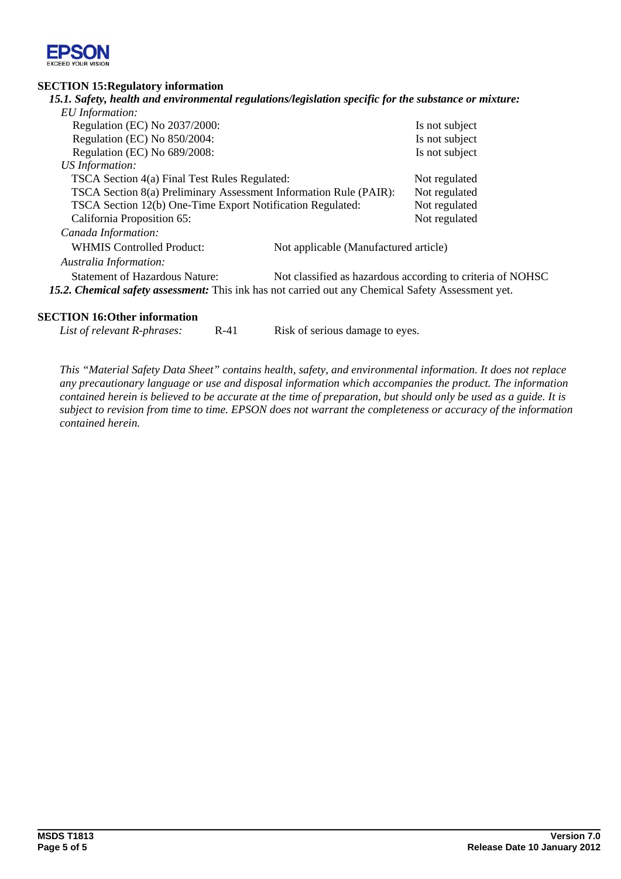## SECTION 15:Regulatory information

***15.1. Safety, health and environmental regulations/legislation specific for the substance or mixture:***

*EU Information:*

| | |
|---|---|
| Regulation (EC) No 2037/2000: | Is not subject |
| Regulation (EC) No 850/2004: | Is not subject |
| Regulation (EC) No 689/2008: | Is not subject |

*US Information:*

| | |
|---|---|
| TSCA Section 4(a) Final Test Rules Regulated: | Not regulated |
| TSCA Section 8(a) Preliminary Assessment Information Rule (PAIR): | Not regulated |
| TSCA Section 12(b) One-Time Export Notification Regulated: | Not regulated |
| California Proposition 65: | Not regulated |

*Canada Information:*

WHMIS Controlled Product: Not applicable (Manufactured article)

*Australia Information:*

Statement of Hazardous Nature: Not classified as hazardous according to criteria of NOHSC

***15.2. Chemical safety assessment:*** This ink has not carried out any Chemical Safety Assessment yet.

## SECTION 16:Other information

*List of relevant R-phrases:* R-41 Risk of serious damage to eyes.

*This "Material Safety Data Sheet" contains health, safety, and environmental information. It does not replace any precautionary language or use and disposal information which accompanies the product. The information contained herein is believed to be accurate at the time of preparation, but should only be used as a guide. It is subject to revision from time to time. EPSON does not warrant the completeness or accuracy of the information contained herein.*